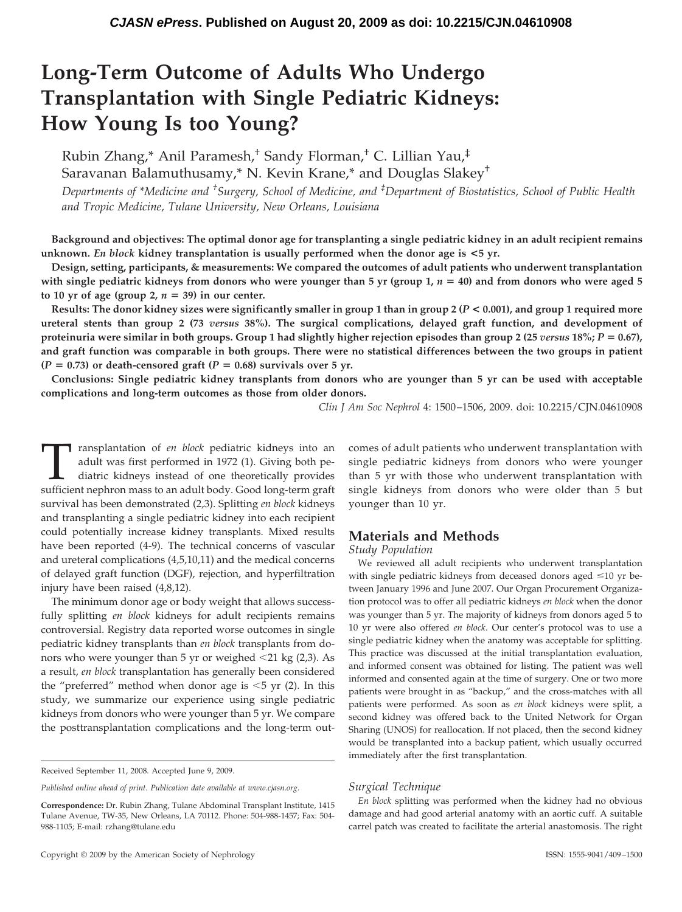# Long-Term Outcome of Adults Who Undergo Transplantation with Single Pediatric Kidneys: How Young Is too Young?

Rubin Zhang,* Anil Paramesh,† Sandy Florman,† C. Lillian Yau,‡ Saravanan Balamuthusamy,* N. Kevin Krane,* and Douglas Slakey†

*Departments of \*Medicine and †Surgery, School of Medicine, and ‡Department of Biostatistics, School of Public Health and Tropic Medicine, Tulane University, New Orleans, Louisiana*

**Background and objectives: The optimal donor age for transplanting a single pediatric kidney in an adult recipient remains unknown. *En block* kidney transplantation is usually performed when the donor age is <5 yr.**

**Design, setting, participants, & measurements: We compared the outcomes of adult patients who underwent transplantation with single pediatric kidneys from donors who were younger than 5 yr (group 1, $n = 40$) and from donors who were aged 5 to 10 yr of age (group 2, $n = 39$) in our center.**

**Results: The donor kidney sizes were significantly smaller in group 1 than in group 2 ($P < 0.001$), and group 1 required more ureteral stents than group 2 (73 *versus* 38%). The surgical complications, delayed graft function, and development of proteinuria were similar in both groups. Group 1 had slightly higher rejection episodes than group 2 (25 *versus* 18%; $P = 0.67$), and graft function was comparable in both groups. There were no statistical differences between the two groups in patient ($P = 0.73$) or death-censored graft ($P = 0.68$) survivals over 5 yr.**

**Conclusions: Single pediatric kidney transplants from donors who are younger than 5 yr can be used with acceptable complications and long-term outcomes as those from older donors.**

*Clin J Am Soc Nephrol* 4: 1500–1506, 2009. doi: 10.2215/CJN.04610908

Transplantation of *en block* pediatric kidneys into an adult was first performed in 1972 (1). Giving both pediatric kidneys instead of one theoretically provides sufficient nephron mass to an adult body. Good long-term graft survival has been demonstrated (2,3). Splitting *en block* kidneys and transplanting a single pediatric kidney into each recipient could potentially increase kidney transplants. Mixed results have been reported (4-9). The technical concerns of vascular and ureteral complications (4,5,10,11) and the medical concerns of delayed graft function (DGF), rejection, and hyperfiltration injury have been raised (4,8,12).

The minimum donor age or body weight that allows successfully splitting *en block* kidneys for adult recipients remains controversial. Registry data reported worse outcomes in single pediatric kidney transplants than *en block* transplants from donors who were younger than 5 yr or weighed <21 kg (2,3). As a result, *en block* transplantation has generally been considered the "preferred" method when donor age is <5 yr (2). In this study, we summarize our experience using single pediatric kidneys from donors who were younger than 5 yr. We compare the posttransplantation complications and the long-term outcomes of adult patients who underwent transplantation with single pediatric kidneys from donors who were younger than 5 yr with those who underwent transplantation with single kidneys from donors who were older than 5 but younger than 10 yr.

## Materials and Methods

### Study Population

We reviewed all adult recipients who underwent transplantation with single pediatric kidneys from deceased donors aged ≤10 yr between January 1996 and June 2007. Our Organ Procurement Organization protocol was to offer all pediatric kidneys *en block* when the donor was younger than 5 yr. The majority of kidneys from donors aged 5 to 10 yr were also offered *en block*. Our center's protocol was to use a single pediatric kidney when the anatomy was acceptable for splitting. This practice was discussed at the initial transplantation evaluation, and informed consent was obtained for listing. The patient was well informed and consented again at the time of surgery. One or two more patients were brought in as "backup," and the cross-matches with all patients were performed. As soon as *en block* kidneys were split, a second kidney was offered back to the United Network for Organ Sharing (UNOS) for reallocation. If not placed, then the second kidney would be transplanted into a backup patient, which usually occurred immediately after the first transplantation.

### Surgical Technique

*En block* splitting was performed when the kidney had no obvious damage and had good arterial anatomy with an aortic cuff. A suitable carrel patch was created to facilitate the arterial anastomosis. The right

Received September 11, 2008. Accepted June 9, 2009.

*Published online ahead of print. Publication date available at www.cjasn.org.*

**Correspondence:** Dr. Rubin Zhang, Tulane Abdominal Transplant Institute, 1415 Tulane Avenue, TW-35, New Orleans, LA 70112. Phone: 504-988-1457; Fax: 504-988-1105; E-mail: rzhang@tulane.edu

Copyright © 2009 by the American Society of Nephrology

ISSN: 1555-9041/409–1500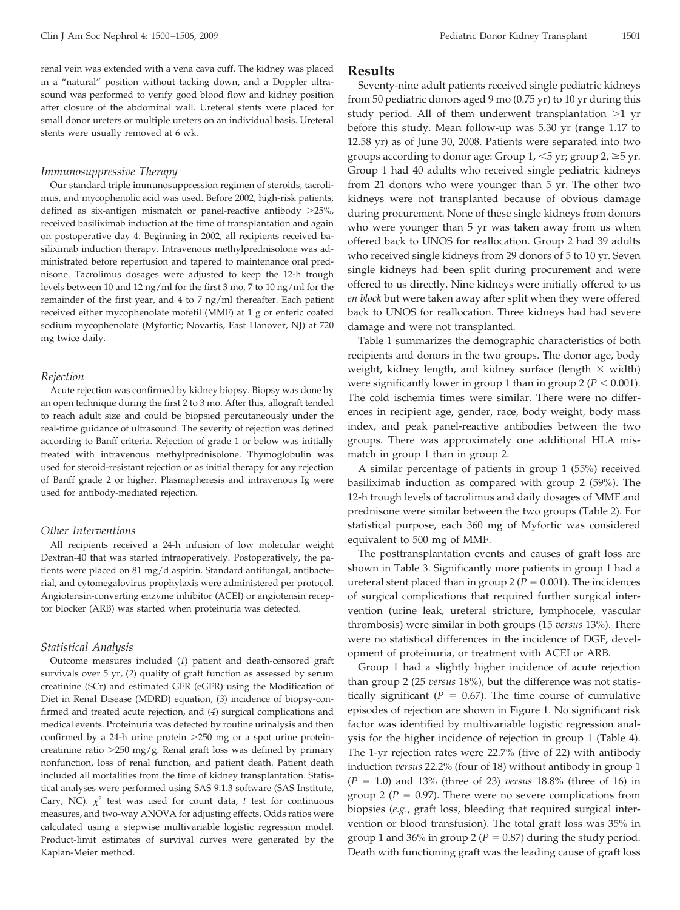renal vein was extended with a vena cava cuff. The kidney was placed in a "natural" position without tacking down, and a Doppler ultrasound was performed to verify good blood flow and kidney position after closure of the abdominal wall. Ureteral stents were placed for small donor ureters or multiple ureters on an individual basis. Ureteral stents were usually removed at 6 wk.

### *Immunosuppressive Therapy*

Our standard triple immunosuppression regimen of steroids, tacrolimus, and mycophenolic acid was used. Before 2002, high-risk patients, defined as six-antigen mismatch or panel-reactive antibody >25%, received basiliximab induction at the time of transplantation and again on postoperative day 4. Beginning in 2002, all recipients received basiliximab induction therapy. Intravenous methylprednisolone was administrated before reperfusion and tapered to maintenance oral prednisone. Tacrolimus dosages were adjusted to keep the 12-h trough levels between 10 and 12 ng/ml for the first 3 mo, 7 to 10 ng/ml for the remainder of the first year, and 4 to 7 ng/ml thereafter. Each patient received either mycophenolate mofetil (MMF) at 1 g or enteric coated sodium mycophenolate (Myfortic; Novartis, East Hanover, NJ) at 720 mg twice daily.

### *Rejection*

Acute rejection was confirmed by kidney biopsy. Biopsy was done by an open technique during the first 2 to 3 mo. After this, allograft tended to reach adult size and could be biopsied percutaneously under the real-time guidance of ultrasound. The severity of rejection was defined according to Banff criteria. Rejection of grade 1 or below was initially treated with intravenous methylprednisolone. Thymoglobulin was used for steroid-resistant rejection or as initial therapy for any rejection of Banff grade 2 or higher. Plasmapheresis and intravenous Ig were used for antibody-mediated rejection.

### *Other Interventions*

All recipients received a 24-h infusion of low molecular weight Dextran-40 that was started intraoperatively. Postoperatively, the patients were placed on 81 mg/d aspirin. Standard antifungal, antibacterial, and cytomegalovirus prophylaxis were administered per protocol. Angiotensin-converting enzyme inhibitor (ACEI) or angiotensin receptor blocker (ARB) was started when proteinuria was detected.

### *Statistical Analysis*

Outcome measures included (*1*) patient and death-censored graft survivals over 5 yr, (*2*) quality of graft function as assessed by serum creatinine (SCr) and estimated GFR (eGFR) using the Modification of Diet in Renal Disease (MDRD) equation, (*3*) incidence of biopsy-confirmed and treated acute rejection, and (*4*) surgical complications and medical events. Proteinuria was detected by routine urinalysis and then confirmed by a 24-h urine protein >250 mg or a spot urine protein-creatinine ratio >250 mg/g. Renal graft loss was defined by primary nonfunction, loss of renal function, and patient death. Patient death included all mortalities from the time of kidney transplantation. Statistical analyses were performed using SAS 9.1.3 software (SAS Institute, Cary, NC). $\chi^2$ test was used for count data, *t* test for continuous measures, and two-way ANOVA for adjusting effects. Odds ratios were calculated using a stepwise multivariable logistic regression model. Product-limit estimates of survival curves were generated by the Kaplan-Meier method.

## Results

Seventy-nine adult patients received single pediatric kidneys from 50 pediatric donors aged 9 mo (0.75 yr) to 10 yr during this study period. All of them underwent transplantation >1 yr before this study. Mean follow-up was 5.30 yr (range 1.17 to 12.58 yr) as of June 30, 2008. Patients were separated into two groups according to donor age: Group 1, <5 yr; group 2, ≥5 yr. Group 1 had 40 adults who received single pediatric kidneys from 21 donors who were younger than 5 yr. The other two kidneys were not transplanted because of obvious damage during procurement. None of these single kidneys from donors who were younger than 5 yr was taken away from us when offered back to UNOS for reallocation. Group 2 had 39 adults who received single kidneys from 29 donors of 5 to 10 yr. Seven single kidneys had been split during procurement and were offered to us directly. Nine kidneys were initially offered to us *en block* but were taken away after split when they were offered back to UNOS for reallocation. Three kidneys had had severe damage and were not transplanted.

Table 1 summarizes the demographic characteristics of both recipients and donors in the two groups. The donor age, body weight, kidney length, and kidney surface (length × width) were significantly lower in group 1 than in group 2 ($P < 0.001$). The cold ischemia times were similar. There were no differences in recipient age, gender, race, body weight, body mass index, and peak panel-reactive antibodies between the two groups. There was approximately one additional HLA mismatch in group 1 than in group 2.

A similar percentage of patients in group 1 (55%) received basiliximab induction as compared with group 2 (59%). The 12-h trough levels of tacrolimus and daily dosages of MMF and prednisone were similar between the two groups (Table 2). For statistical purpose, each 360 mg of Myfortic was considered equivalent to 500 mg of MMF.

The posttransplantation events and causes of graft loss are shown in Table 3. Significantly more patients in group 1 had a ureteral stent placed than in group 2 ($P = 0.001$). The incidences of surgical complications that required further surgical intervention (urine leak, ureteral stricture, lymphocele, vascular thrombosis) were similar in both groups (15 *versus* 13%). There were no statistical differences in the incidence of DGF, development of proteinuria, or treatment with ACEI or ARB.

Group 1 had a slightly higher incidence of acute rejection than group 2 (25 *versus* 18%), but the difference was not statistically significant ($P = 0.67$). The time course of cumulative episodes of rejection are shown in Figure 1. No significant risk factor was identified by multivariable logistic regression analysis for the higher incidence of rejection in group 1 (Table 4). The 1-yr rejection rates were 22.7% (five of 22) with antibody induction *versus* 22.2% (four of 18) without antibody in group 1 ($P = 1.0$) and 13% (three of 23) *versus* 18.8% (three of 16) in group 2 ($P = 0.97$). There were no severe complications from biopsies (*e.g.*, graft loss, bleeding that required surgical intervention or blood transfusion). The total graft loss was 35% in group 1 and 36% in group 2 ($P = 0.87$) during the study period. Death with functioning graft was the leading cause of graft loss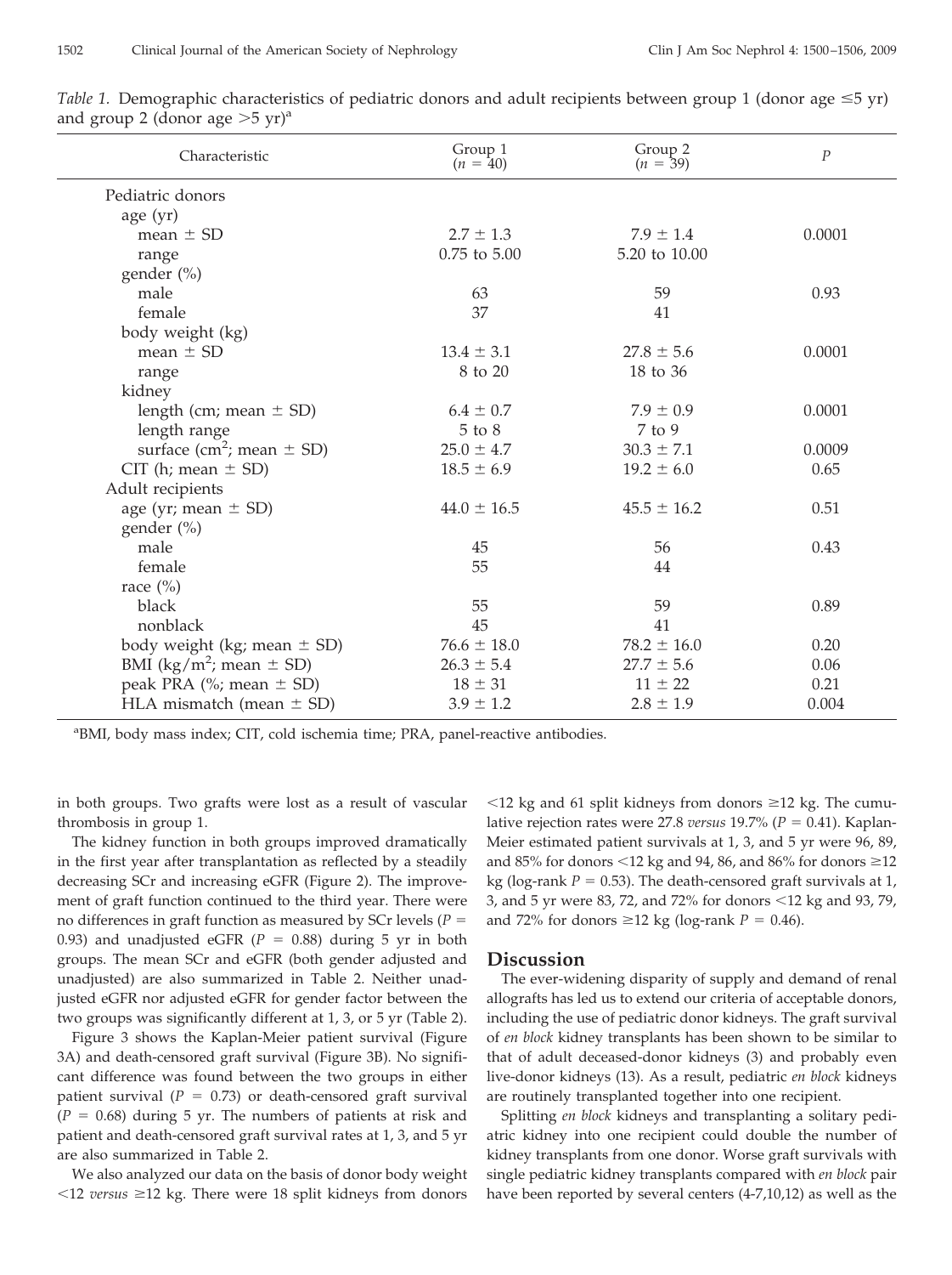*Table 1.* Demographic characteristics of pediatric donors and adult recipients between group 1 (donor age ≤5 yr) and group 2 (donor age >5 yr)[a]

| Characteristic | Group 1 ($n$ = 40) | Group 2 ($n$ = 39) | $P$ |
|---|---|---|---|
| Pediatric donors | | | |
| age (yr) | | | |
| mean ± SD | 2.7 ± 1.3 | 7.9 ± 1.4 | 0.0001 |
| range | 0.75 to 5.00 | 5.20 to 10.00 | |
| gender (%) | | | |
| male | 63 | 59 | 0.93 |
| female | 37 | 41 | |
| body weight (kg) | | | |
| mean ± SD | 13.4 ± 3.1 | 27.8 ± 5.6 | 0.0001 |
| range | 8 to 20 | 18 to 36 | |
| kidney | | | |
| length (cm; mean ± SD) | 6.4 ± 0.7 | 7.9 ± 0.9 | 0.0001 |
| length range | 5 to 8 | 7 to 9 | |
| surface ($cm^2$; mean ± SD) | 25.0 ± 4.7 | 30.3 ± 7.1 | 0.0009 |
| CIT (h; mean ± SD) | 18.5 ± 6.9 | 19.2 ± 6.0 | 0.65 |
| Adult recipients | | | |
| age (yr; mean ± SD) | 44.0 ± 16.5 | 45.5 ± 16.2 | 0.51 |
| gender (%) | | | |
| male | 45 | 56 | 0.43 |
| female | 55 | 44 | |
| race (%) | | | |
| black | 55 | 59 | 0.89 |
| nonblack | 45 | 41 | |
| body weight (kg; mean ± SD) | 76.6 ± 18.0 | 78.2 ± 16.0 | 0.20 |
| BMI ($kg/m^2$; mean ± SD) | 26.3 ± 5.4 | 27.7 ± 5.6 | 0.06 |
| peak PRA (%; mean ± SD) | 18 ± 31 | 11 ± 22 | 0.21 |
| HLA mismatch (mean ± SD) | 3.9 ± 1.2 | 2.8 ± 1.9 | 0.004 |

[a]BMI, body mass index; CIT, cold ischemia time; PRA, panel-reactive antibodies.

in both groups. Two grafts were lost as a result of vascular thrombosis in group 1.

The kidney function in both groups improved dramatically in the first year after transplantation as reflected by a steadily decreasing SCr and increasing eGFR (Figure 2). The improvement of graft function continued to the third year. There were no differences in graft function as measured by SCr levels ($P$ = 0.93) and unadjusted eGFR ($P$ = 0.88) during 5 yr in both groups. The mean SCr and eGFR (both gender adjusted and unadjusted) are also summarized in Table 2. Neither unadjusted eGFR nor adjusted eGFR for gender factor between the two groups was significantly different at 1, 3, or 5 yr (Table 2).

Figure 3 shows the Kaplan-Meier patient survival (Figure 3A) and death-censored graft survival (Figure 3B). No significant difference was found between the two groups in either patient survival ($P$ = 0.73) or death-censored graft survival ($P$ = 0.68) during 5 yr. The numbers of patients at risk and patient and death-censored graft survival rates at 1, 3, and 5 yr are also summarized in Table 2.

We also analyzed our data on the basis of donor body weight <12 *versus* ≥12 kg. There were 18 split kidneys from donors <12 kg and 61 split kidneys from donors ≥12 kg. The cumulative rejection rates were 27.8 *versus* 19.7% ($P$ = 0.41). Kaplan-Meier estimated patient survivals at 1, 3, and 5 yr were 96, 89, and 85% for donors <12 kg and 94, 86, and 86% for donors ≥12 kg (log-rank $P$ = 0.53). The death-censored graft survivals at 1, 3, and 5 yr were 83, 72, and 72% for donors <12 kg and 93, 79, and 72% for donors ≥12 kg (log-rank $P$ = 0.46).

## Discussion

The ever-widening disparity of supply and demand of renal allografts has led us to extend our criteria of acceptable donors, including the use of pediatric donor kidneys. The graft survival of *en block* kidney transplants has been shown to be similar to that of adult deceased-donor kidneys (3) and probably even live-donor kidneys (13). As a result, pediatric *en block* kidneys are routinely transplanted together into one recipient.

Splitting *en block* kidneys and transplanting a solitary pediatric kidney into one recipient could double the number of kidney transplants from one donor. Worse graft survivals with single pediatric kidney transplants compared with *en block* pair have been reported by several centers (4-7,10,12) as well as the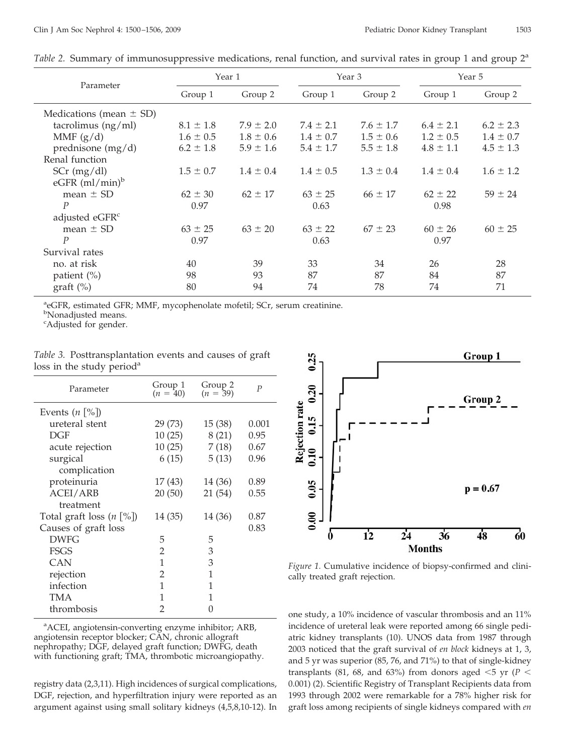*Table 2.* Summary of immunosuppressive medications, renal function, and survival rates in group 1 and group 2[a]

| Parameter | Year 1 | | Year 3 | | Year 5 | |
|---|---|---|---|---|---|---|
| | Group 1 | Group 2 | Group 1 | Group 2 | Group 1 | Group 2 |
| Medications (mean ± SD) | | | | | | |
| tacrolimus (ng/ml) | 8.1 ± 1.8 | 7.9 ± 2.0 | 7.4 ± 2.1 | 7.6 ± 1.7 | 6.4 ± 2.1 | 6.2 ± 2.3 |
| MMF (g/d) | 1.6 ± 0.5 | 1.8 ± 0.6 | 1.4 ± 0.7 | 1.5 ± 0.6 | 1.2 ± 0.5 | 1.4 ± 0.7 |
| prednisone (mg/d) | 6.2 ± 1.8 | 5.9 ± 1.6 | 5.4 ± 1.7 | 5.5 ± 1.8 | 4.8 ± 1.1 | 4.5 ± 1.3 |
| Renal function | | | | | | |
| SCr (mg/dl) | 1.5 ± 0.7 | 1.4 ± 0.4 | 1.4 ± 0.5 | 1.3 ± 0.4 | 1.4 ± 0.4 | 1.6 ± 1.2 |
| eGFR (ml/min)[b] | | | | | | |
| mean ± SD | 62 ± 30 | 62 ± 17 | 63 ± 25 | 66 ± 17 | 62 ± 22 | 59 ± 24 |
| *P* | 0.97 | | 0.63 | | 0.98 | |
| adjusted eGFR[c] | | | | | | |
| mean ± SD | 63 ± 25 | 63 ± 20 | 63 ± 22 | 67 ± 23 | 60 ± 26 | 60 ± 25 |
| *P* | 0.97 | | 0.63 | | 0.97 | |
| Survival rates | | | | | | |
| no. at risk | 40 | 39 | 33 | 34 | 26 | 28 |
| patient (%) | 98 | 93 | 87 | 87 | 84 | 87 |
| graft (%) | 80 | 94 | 74 | 78 | 74 | 71 |

[a]eGFR, estimated GFR; MMF, mycophenolate mofetil; SCr, serum creatinine.
[b]Nonadjusted means.
[c]Adjusted for gender.

*Table 3.* Posttransplantation events and causes of graft loss in the study period[a]

| Parameter | Group 1 ($n$ = 40) | Group 2 ($n$ = 39) | *P* |
|---|---|---|---|
| Events ($n$ [%]) | | | |
| ureteral stent | 29 (73) | 15 (38) | 0.001 |
| DGF | 10 (25) | 8 (21) | 0.95 |
| acute rejection | 10 (25) | 7 (18) | 0.67 |
| surgical complication | 6 (15) | 5 (13) | 0.96 |
| proteinuria | 17 (43) | 14 (36) | 0.89 |
| ACEI/ARB treatment | 20 (50) | 21 (54) | 0.55 |
| Total graft loss ($n$ [%]) | 14 (35) | 14 (36) | 0.87 |
| Causes of graft loss | | | 0.83 |
| DWFG | 5 | 5 | |
| FSGS | 2 | 3 | |
| CAN | 1 | 3 | |
| rejection | 2 | 1 | |
| infection | 1 | 1 | |
| TMA | 1 | 1 | |
| thrombosis | 2 | 0 | |

[a]ACEI, angiotensin-converting enzyme inhibitor; ARB, angiotensin receptor blocker; CAN, chronic allograft nephropathy; DGF, delayed graft function; DWFG, death with functioning graft; TMA, thrombotic microangiopathy.

*Figure 1.* Cumulative incidence of biopsy-confirmed and clinically treated graft rejection.

registry data (2,3,11). High incidences of surgical complications, DGF, rejection, and hyperfiltration injury were reported as an argument against using small solitary kidneys (4,5,8,10-12). In one study, a 10% incidence of vascular thrombosis and an 11% incidence of ureteral leak were reported among 66 single pediatric kidney transplants (10). UNOS data from 1987 through 2003 noticed that the graft survival of *en block* kidneys at 1, 3, and 5 yr was superior (85, 76, and 71%) to that of single-kidney transplants (81, 68, and 63%) from donors aged <5 yr ($P$ < 0.001) (2). Scientific Registry of Transplant Recipients data from 1993 through 2002 were remarkable for a 78% higher risk for graft loss among recipients of single kidneys compared with *en*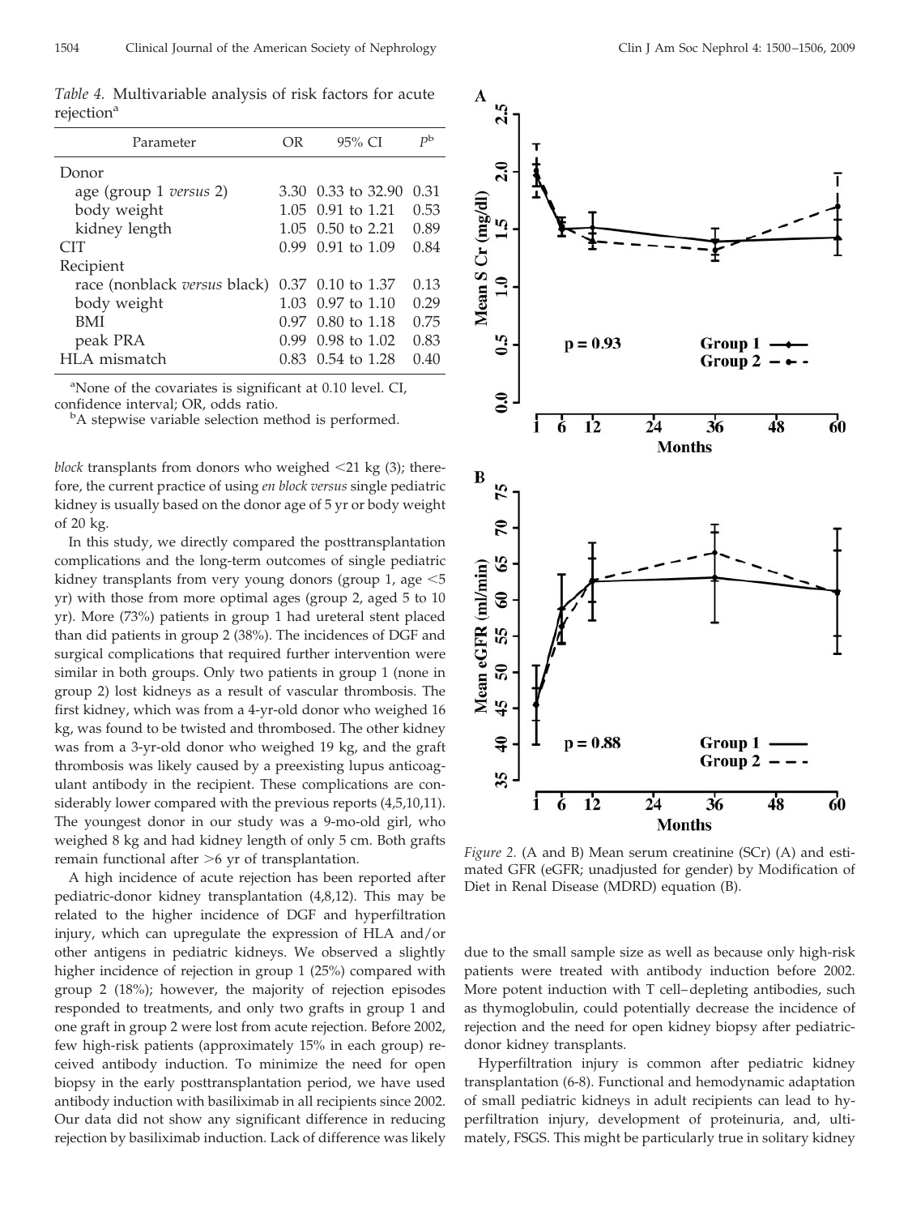*Table 4.* Multivariable analysis of risk factors for acute rejection[a]

| Parameter | OR | 95% CI | P[b] |
|---|---|---|---|
| Donor | | | |
| age (group 1 *versus* 2) | 3.30 | 0.33 to 32.90 | 0.31 |
| body weight | 1.05 | 0.91 to 1.21 | 0.53 |
| kidney length | 1.05 | 0.50 to 2.21 | 0.89 |
| CIT | 0.99 | 0.91 to 1.09 | 0.84 |
| Recipient | | | |
| race (nonblack *versus* black) | 0.37 | 0.10 to 1.37 | 0.13 |
| body weight | 1.03 | 0.97 to 1.10 | 0.29 |
| BMI | 0.97 | 0.80 to 1.18 | 0.75 |
| peak PRA | 0.99 | 0.98 to 1.02 | 0.83 |
| HLA mismatch | 0.83 | 0.54 to 1.28 | 0.40 |

[a]None of the covariates is significant at 0.10 level. CI, confidence interval; OR, odds ratio.
[b]A stepwise variable selection method is performed.

*block* transplants from donors who weighed <21 kg (3); therefore, the current practice of using *en block versus* single pediatric kidney is usually based on the donor age of 5 yr or body weight of 20 kg.

In this study, we directly compared the posttransplantation complications and the long-term outcomes of single pediatric kidney transplants from very young donors (group 1, age <5 yr) with those from more optimal ages (group 2, aged 5 to 10 yr). More (73%) patients in group 1 had ureteral stent placed than did patients in group 2 (38%). The incidences of DGF and surgical complications that required further intervention were similar in both groups. Only two patients in group 1 (none in group 2) lost kidneys as a result of vascular thrombosis. The first kidney, which was from a 4-yr-old donor who weighed 16 kg, was found to be twisted and thrombosed. The other kidney was from a 3-yr-old donor who weighed 19 kg, and the graft thrombosis was likely caused by a preexisting lupus anticoagulant antibody in the recipient. These complications are considerably lower compared with the previous reports (4,5,10,11). The youngest donor in our study was a 9-mo-old girl, who weighed 8 kg and had kidney length of only 5 cm. Both grafts remain functional after >6 yr of transplantation.

A high incidence of acute rejection has been reported after pediatric-donor kidney transplantation (4,8,12). This may be related to the higher incidence of DGF and hyperfiltration injury, which can upregulate the expression of HLA and/or other antigens in pediatric kidneys. We observed a slightly higher incidence of rejection in group 1 (25%) compared with group 2 (18%); however, the majority of rejection episodes responded to treatments, and only two grafts in group 1 and one graft in group 2 were lost from acute rejection. Before 2002, few high-risk patients (approximately 15% in each group) received antibody induction. To minimize the need for open biopsy in the early posttransplantation period, we have used antibody induction with basiliximab in all recipients since 2002. Our data did not show any significant difference in reducing rejection by basiliximab induction. Lack of difference was likely due to the small sample size as well as because only high-risk patients were treated with antibody induction before 2002. More potent induction with T cell–depleting antibodies, such as thymoglobulin, could potentially decrease the incidence of rejection and the need for open kidney biopsy after pediatric-donor kidney transplants.

*Figure 2.* (A and B) Mean serum creatinine (SCr) (A) and estimated GFR (eGFR; unadjusted for gender) by Modification of Diet in Renal Disease (MDRD) equation (B).

Hyperfiltration injury is common after pediatric kidney transplantation (6-8). Functional and hemodynamic adaptation of small pediatric kidneys in adult recipients can lead to hyperfiltration injury, development of proteinuria, and, ultimately, FSGS. This might be particularly true in solitary kidney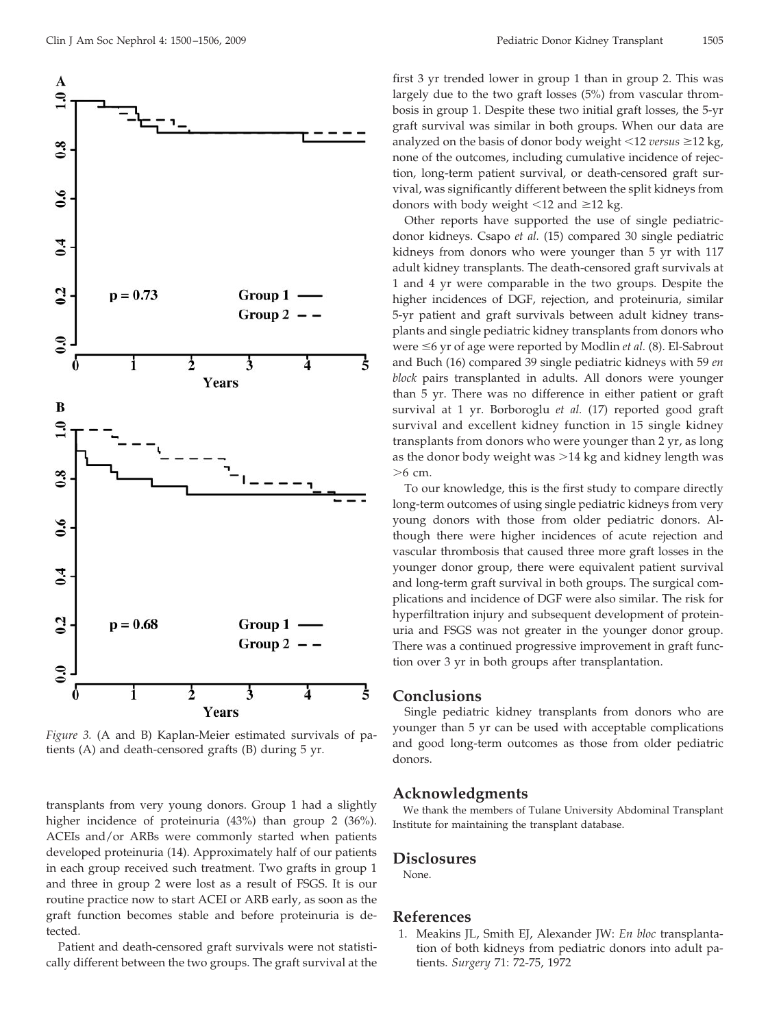Figure 3. (A and B) Kaplan-Meier estimated survivals of patients (A) and death-censored grafts (B) during 5 yr.

transplants from very young donors. Group 1 had a slightly higher incidence of proteinuria (43%) than group 2 (36%). ACEIs and/or ARBs were commonly started when patients developed proteinuria (14). Approximately half of our patients in each group received such treatment. Two grafts in group 1 and three in group 2 were lost as a result of FSGS. It is our routine practice now to start ACEI or ARB early, as soon as the graft function becomes stable and before proteinuria is detected.

Patient and death-censored graft survivals were not statistically different between the two groups. The graft survival at the first 3 yr trended lower in group 1 than in group 2. This was largely due to the two graft losses (5%) from vascular thrombosis in group 1. Despite these two initial graft losses, the 5-yr graft survival was similar in both groups. When our data are analyzed on the basis of donor body weight <12 *versus* ≥12 kg, none of the outcomes, including cumulative incidence of rejection, long-term patient survival, or death-censored graft survival, was significantly different between the split kidneys from donors with body weight <12 and ≥12 kg.

Other reports have supported the use of single pediatric-donor kidneys. Csapo *et al.* (15) compared 30 single pediatric kidneys from donors who were younger than 5 yr with 117 adult kidney transplants. The death-censored graft survivals at 1 and 4 yr were comparable in the two groups. Despite the higher incidences of DGF, rejection, and proteinuria, similar 5-yr patient and graft survivals between adult kidney transplants and single pediatric kidney transplants from donors who were ≤6 yr of age were reported by Modlin *et al.* (8). El-Sabrout and Buch (16) compared 39 single pediatric kidneys with 59 *en block* pairs transplanted in adults. All donors were younger than 5 yr. There was no difference in either patient or graft survival at 1 yr. Borboroglu *et al.* (17) reported good graft survival and excellent kidney function in 15 single kidney transplants from donors who were younger than 2 yr, as long as the donor body weight was >14 kg and kidney length was >6 cm.

To our knowledge, this is the first study to compare directly long-term outcomes of using single pediatric kidneys from very young donors with those from older pediatric donors. Although there were higher incidences of acute rejection and vascular thrombosis that caused three more graft losses in the younger donor group, there were equivalent patient survival and long-term graft survival in both groups. The surgical complications and incidence of DGF were also similar. The risk for hyperfiltration injury and subsequent development of proteinuria and FSGS was not greater in the younger donor group. There was a continued progressive improvement in graft function over 3 yr in both groups after transplantation.

## Conclusions

Single pediatric kidney transplants from donors who are younger than 5 yr can be used with acceptable complications and good long-term outcomes as those from older pediatric donors.

## Acknowledgments

We thank the members of Tulane University Abdominal Transplant Institute for maintaining the transplant database.

## Disclosures

None.

## References

1. Meakins JL, Smith EJ, Alexander JW: *En bloc* transplantation of both kidneys from pediatric donors into adult patients. *Surgery* 71: 72-75, 1972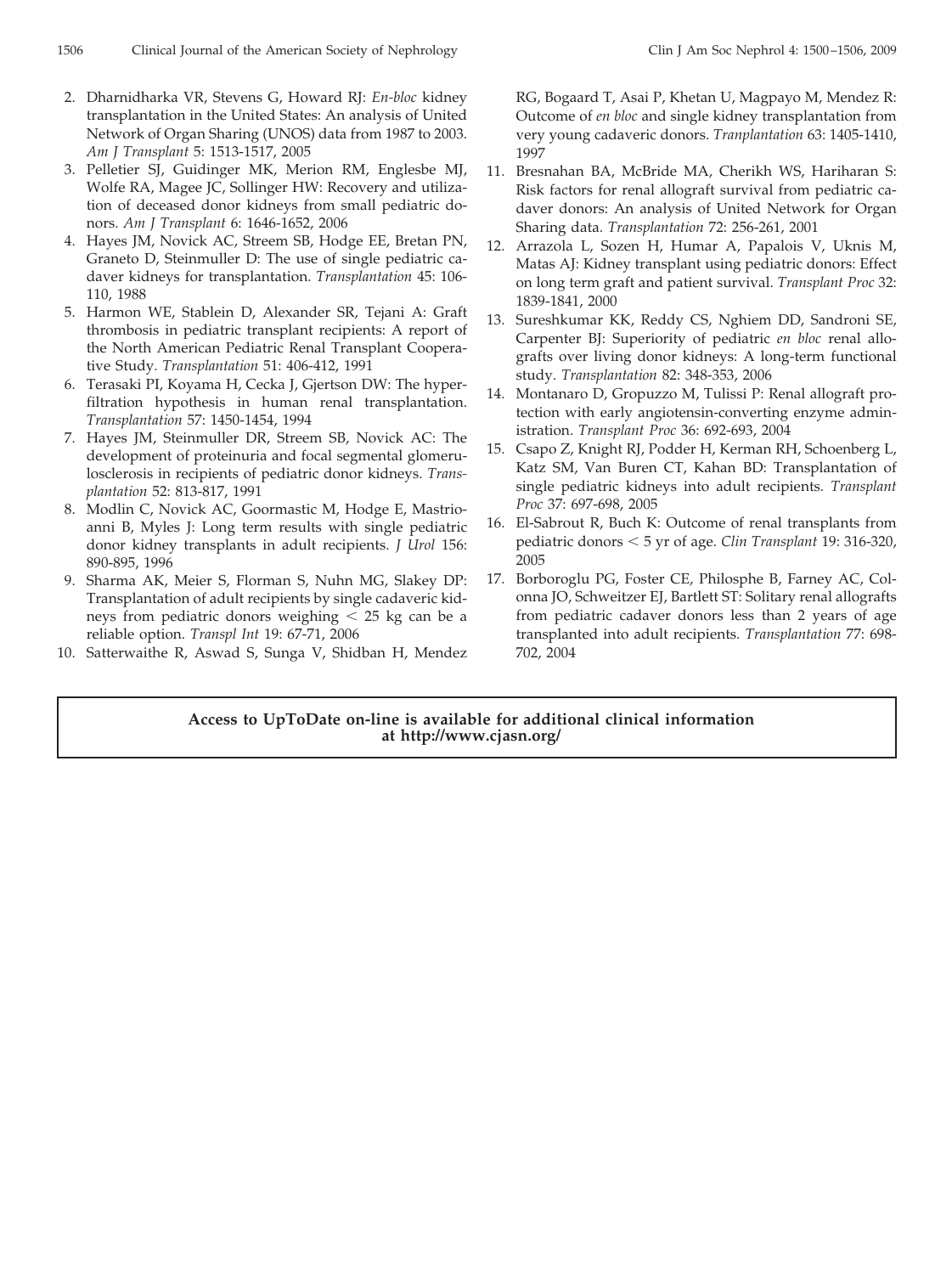2. Dharnidharka VR, Stevens G, Howard RJ: *En-bloc* kidney transplantation in the United States: An analysis of United Network of Organ Sharing (UNOS) data from 1987 to 2003. *Am J Transplant* 5: 1513-1517, 2005
3. Pelletier SJ, Guidinger MK, Merion RM, Englesbe MJ, Wolfe RA, Magee JC, Sollinger HW: Recovery and utilization of deceased donor kidneys from small pediatric donors. *Am J Transplant* 6: 1646-1652, 2006
4. Hayes JM, Novick AC, Streem SB, Hodge EE, Bretan PN, Graneto D, Steinmuller D: The use of single pediatric cadaver kidneys for transplantation. *Transplantation* 45: 106-110, 1988
5. Harmon WE, Stablein D, Alexander SR, Tejani A: Graft thrombosis in pediatric transplant recipients: A report of the North American Pediatric Renal Transplant Cooperative Study. *Transplantation* 51: 406-412, 1991
6. Terasaki PI, Koyama H, Cecka J, Gjertson DW: The hyperfiltration hypothesis in human renal transplantation. *Transplantation* 57: 1450-1454, 1994
7. Hayes JM, Steinmuller DR, Streem SB, Novick AC: The development of proteinuria and focal segmental glomerulosclerosis in recipients of pediatric donor kidneys. *Transplantation* 52: 813-817, 1991
8. Modlin C, Novick AC, Goormastic M, Hodge E, Mastrioanni B, Myles J: Long term results with single pediatric donor kidney transplants in adult recipients. *J Urol* 156: 890-895, 1996
9. Sharma AK, Meier S, Florman S, Nuhn MG, Slakey DP: Transplantation of adult recipients by single cadaveric kidneys from pediatric donors weighing < 25 kg can be a reliable option. *Transpl Int* 19: 67-71, 2006
10. Satterwaithe R, Aswad S, Sunga V, Shidban H, Mendez RG, Bogaard T, Asai P, Khetan U, Magpayo M, Mendez R: Outcome of *en bloc* and single kidney transplantation from very young cadaveric donors. *Tranplantation* 63: 1405-1410, 1997
11. Bresnahan BA, McBride MA, Cherikh WS, Hariharan S: Risk factors for renal allograft survival from pediatric cadaver donors: An analysis of United Network for Organ Sharing data. *Transplantation* 72: 256-261, 2001
12. Arrazola L, Sozen H, Humar A, Papalois V, Uknis M, Matas AJ: Kidney transplant using pediatric donors: Effect on long term graft and patient survival. *Transplant Proc* 32: 1839-1841, 2000
13. Sureshkumar KK, Reddy CS, Nghiem DD, Sandroni SE, Carpenter BJ: Superiority of pediatric *en bloc* renal allografts over living donor kidneys: A long-term functional study. *Transplantation* 82: 348-353, 2006
14. Montanaro D, Gropuzzo M, Tulissi P: Renal allograft protection with early angiotensin-converting enzyme administration. *Transplant Proc* 36: 692-693, 2004
15. Csapo Z, Knight RJ, Podder H, Kerman RH, Schoenberg L, Katz SM, Van Buren CT, Kahan BD: Transplantation of single pediatric kidneys into adult recipients. *Transplant Proc* 37: 697-698, 2005
16. El-Sabrout R, Buch K: Outcome of renal transplants from pediatric donors < 5 yr of age. *Clin Transplant* 19: 316-320, 2005
17. Borboroglu PG, Foster CE, Philosphe B, Farney AC, Colonna JO, Schweitzer EJ, Bartlett ST: Solitary renal allografts from pediatric cadaver donors less than 2 years of age transplanted into adult recipients. *Transplantation* 77: 698-702, 2004

**Access to UpToDate on-line is available for additional clinical information at http://www.cjasn.org/**